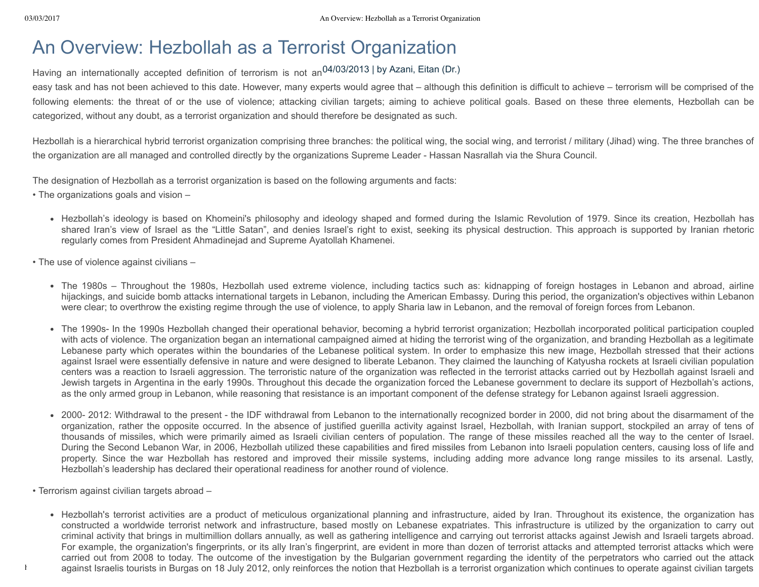# An Overview: Hezbollah as a Terrorist Organization

04/03/2013 | by Azani, Eitan (Dr.)

Having an internationally accepted definition of terrorism is not an easy task and has not been achieved to this date. However, many experts would agree that – although this definition is difficult to achieve – terrorism will be comprised of the following elements: the threat of or the use of violence; attacking civilian targets; aiming to achieve political goals. Based on these three elements, Hezbollah can be categorized, without any doubt, as a terrorist organization and should therefore be designated as such.

Hezbollah is a hierarchical hybrid terrorist organization comprising three branches: the political wing, the social wing, and terrorist / military (Jihad) wing. The three branches of the organization are all managed and controlled directly by the organizations Supreme Leader - Hassan Nasrallah via the Shura Council.

The designation of Hezbollah as a terrorist organization is based on the following arguments and facts:

• The organizations goals and vision –

- Hezbollah's ideology is based on Khomeini's philosophy and ideology shaped and formed during the Islamic Revolution of 1979. Since its creation, Hezbollah has shared Iran's view of Israel as the "Little Satan", and denies Israel's right to exist, seeking its physical destruction. This approach is supported by Iranian rhetoric regularly comes from President Ahmadinejad and Supreme Ayatollah Khamenei.

• The use of violence against civilians –

- The 1980s – Throughout the 1980s, Hezbollah used extreme violence, including tactics such as: kidnapping of foreign hostages in Lebanon and abroad, airline hijackings, and suicide bomb attacks international targets in Lebanon, including the American Embassy. During this period, the organization's objectives within Lebanon were clear; to overthrow the existing regime through the use of violence, to apply Sharia law in Lebanon, and the removal of foreign forces from Lebanon.

- The 1990s- In the 1990s Hezbollah changed their operational behavior, becoming a hybrid terrorist organization; Hezbollah incorporated political participation coupled with acts of violence. The organization began an international campaigned aimed at hiding the terrorist wing of the organization, and branding Hezbollah as a legitimate Lebanese party which operates within the boundaries of the Lebanese political system. In order to emphasize this new image, Hezbollah stressed that their actions against Israel were essentially defensive in nature and were designed to liberate Lebanon. They claimed the launching of Katyusha rockets at Israeli civilian population centers was a reaction to Israeli aggression. The terroristic nature of the organization was reflected in the terrorist attacks carried out by Hezbollah against Israeli and Jewish targets in Argentina in the early 1990s. Throughout this decade the organization forced the Lebanese government to declare its support of Hezbollah's actions, as the only armed group in Lebanon, while reasoning that resistance is an important component of the defense strategy for Lebanon against Israeli aggression.

- 2000- 2012: Withdrawal to the present - the IDF withdrawal from Lebanon to the internationally recognized border in 2000, did not bring about the disarmament of the organization, rather the opposite occurred. In the absence of justified guerilla activity against Israel, Hezbollah, with Iranian support, stockpiled an array of tens of thousands of missiles, which were primarily aimed as Israeli civilian centers of population. The range of these missiles reached all the way to the center of Israel. During the Second Lebanon War, in 2006, Hezbollah utilized these capabilities and fired missiles from Lebanon into Israeli population centers, causing loss of life and property. Since the war Hezbollah has restored and improved their missile systems, including adding more advance long range missiles to its arsenal. Lastly, Hezbollah's leadership has declared their operational readiness for another round of violence.

• Terrorism against civilian targets abroad –

- Hezbollah's terrorist activities are a product of meticulous organizational planning and infrastructure, aided by Iran. Throughout its existence, the organization has constructed a worldwide terrorist network and infrastructure, based mostly on Lebanese expatriates. This infrastructure is utilized by the organization to carry out criminal activity that brings in multimillion dollars annually, as well as gathering intelligence and carrying out terrorist attacks against Jewish and Israeli targets abroad. For example, the organization's fingerprints, or its ally Iran's fingerprint, are evident in more than dozen of terrorist attacks and attempted terrorist attacks which were carried out from 2008 to today. The outcome of the investigation by the Bulgarian government regarding the identity of the perpetrators who carried out the attack against Israelis tourists in Burgas on 18 July 2012, only reinforces the notion that Hezbollah is a terrorist organization which continues to operate against civilian targets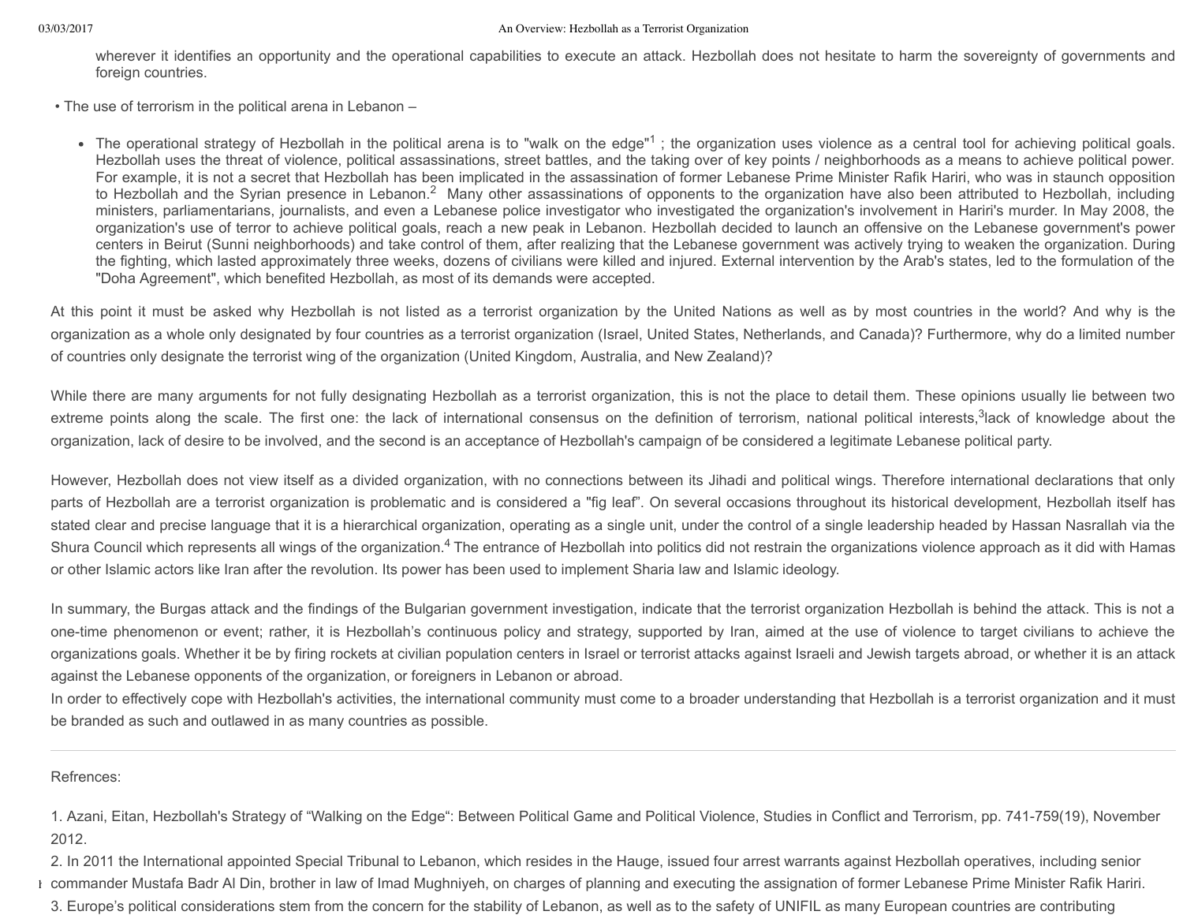wherever it identifies an opportunity and the operational capabilities to execute an attack. Hezbollah does not hesitate to harm the sovereignty of governments and foreign countries.

• The use of terrorism in the political arena in Lebanon –

- The operational strategy of Hezbollah in the political arena is to "walk on the edge"[1] ; the organization uses violence as a central tool for achieving political goals. Hezbollah uses the threat of violence, political assassinations, street battles, and the taking over of key points / neighborhoods as a means to achieve political power. For example, it is not a secret that Hezbollah has been implicated in the assassination of former Lebanese Prime Minister Rafik Hariri, who was in staunch opposition to Hezbollah and the Syrian presence in Lebanon.[2] Many other assassinations of opponents to the organization have also been attributed to Hezbollah, including ministers, parliamentarians, journalists, and even a Lebanese police investigator who investigated the organization's involvement in Hariri's murder. In May 2008, the organization's use of terror to achieve political goals, reach a new peak in Lebanon. Hezbollah decided to launch an offensive on the Lebanese government's power centers in Beirut (Sunni neighborhoods) and take control of them, after realizing that the Lebanese government was actively trying to weaken the organization. During the fighting, which lasted approximately three weeks, dozens of civilians were killed and injured. External intervention by the Arab's states, led to the formulation of the "Doha Agreement", which benefited Hezbollah, as most of its demands were accepted.

At this point it must be asked why Hezbollah is not listed as a terrorist organization by the United Nations as well as by most countries in the world? And why is the organization as a whole only designated by four countries as a terrorist organization (Israel, United States, Netherlands, and Canada)? Furthermore, why do a limited number of countries only designate the terrorist wing of the organization (United Kingdom, Australia, and New Zealand)?

While there are many arguments for not fully designating Hezbollah as a terrorist organization, this is not the place to detail them. These opinions usually lie between two extreme points along the scale. The first one: the lack of international consensus on the definition of terrorism, national political interests,[3]lack of knowledge about the organization, lack of desire to be involved, and the second is an acceptance of Hezbollah's campaign of be considered a legitimate Lebanese political party.

However, Hezbollah does not view itself as a divided organization, with no connections between its Jihadi and political wings. Therefore international declarations that only parts of Hezbollah are a terrorist organization is problematic and is considered a "fig leaf". On several occasions throughout its historical development, Hezbollah itself has stated clear and precise language that it is a hierarchical organization, operating as a single unit, under the control of a single leadership headed by Hassan Nasrallah via the Shura Council which represents all wings of the organization.[4] The entrance of Hezbollah into politics did not restrain the organizations violence approach as it did with Hamas or other Islamic actors like Iran after the revolution. Its power has been used to implement Sharia law and Islamic ideology.

In summary, the Burgas attack and the findings of the Bulgarian government investigation, indicate that the terrorist organization Hezbollah is behind the attack. This is not a one-time phenomenon or event; rather, it is Hezbollah's continuous policy and strategy, supported by Iran, aimed at the use of violence to target civilians to achieve the organizations goals. Whether it be by firing rockets at civilian population centers in Israel or terrorist attacks against Israeli and Jewish targets abroad, or whether it is an attack against the Lebanese opponents of the organization, or foreigners in Lebanon or abroad.
In order to effectively cope with Hezbollah's activities, the international community must come to a broader understanding that Hezbollah is a terrorist organization and it must be branded as such and outlawed in as many countries as possible.

---

Refrences:

1. Azani, Eitan, Hezbollah's Strategy of "Walking on the Edge": Between Political Game and Political Violence, Studies in Conflict and Terrorism, pp. 741-759(19), November 2012.
2. In 2011 the International appointed Special Tribunal to Lebanon, which resides in the Hauge, issued four arrest warrants against Hezbollah operatives, including senior commander Mustafa Badr Al Din, brother in law of Imad Mughniyeh, on charges of planning and executing the assignation of former Lebanese Prime Minister Rafik Hariri.
3. Europe's political considerations stem from the concern for the stability of Lebanon, as well as to the safety of UNIFIL as many European countries are contributing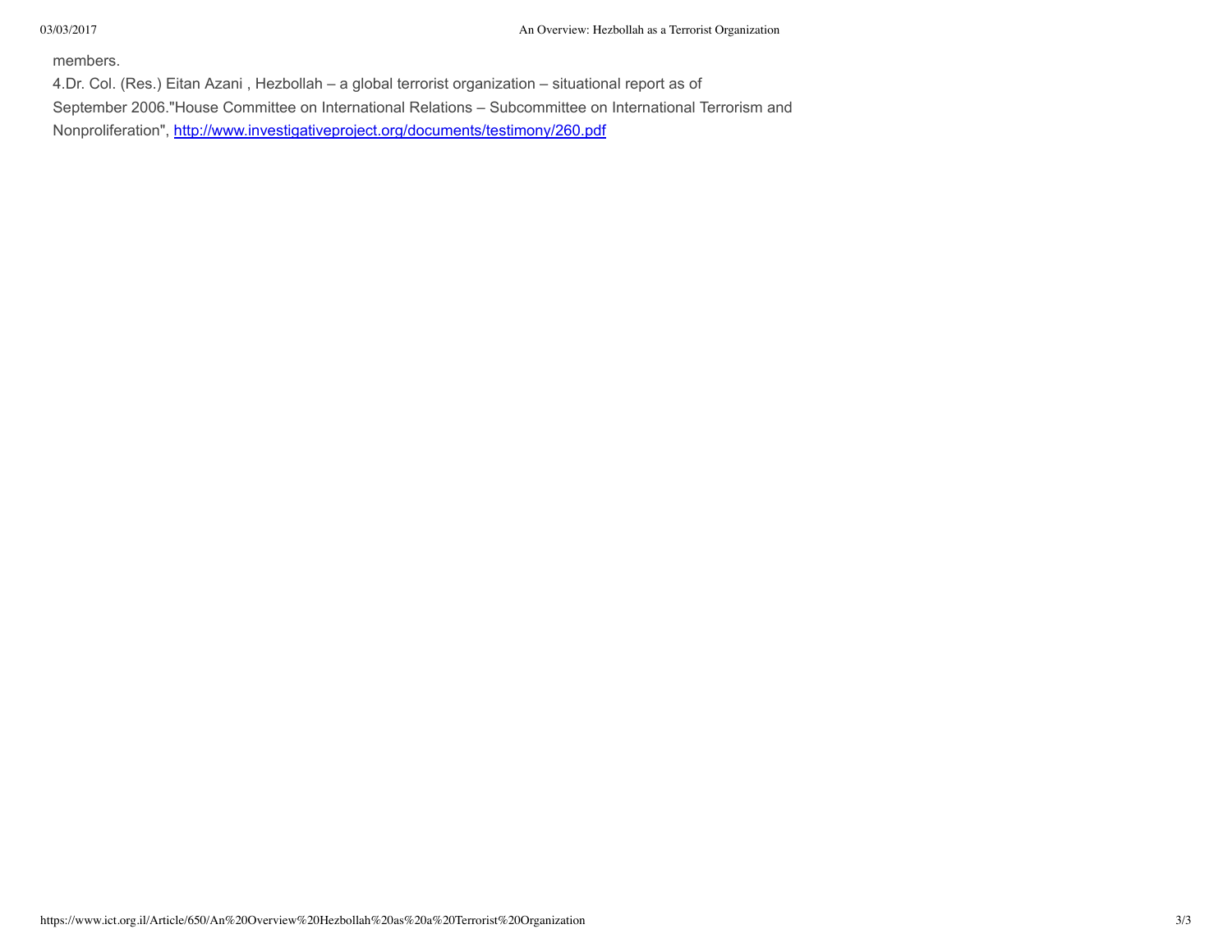members.

4.Dr. Col. (Res.) Eitan Azani , Hezbollah – a global terrorist organization – situational report as of September 2006."House Committee on International Relations – Subcommittee on International Terrorism and Nonproliferation", http://www.investigativeproject.org/documents/testimony/260.pdf